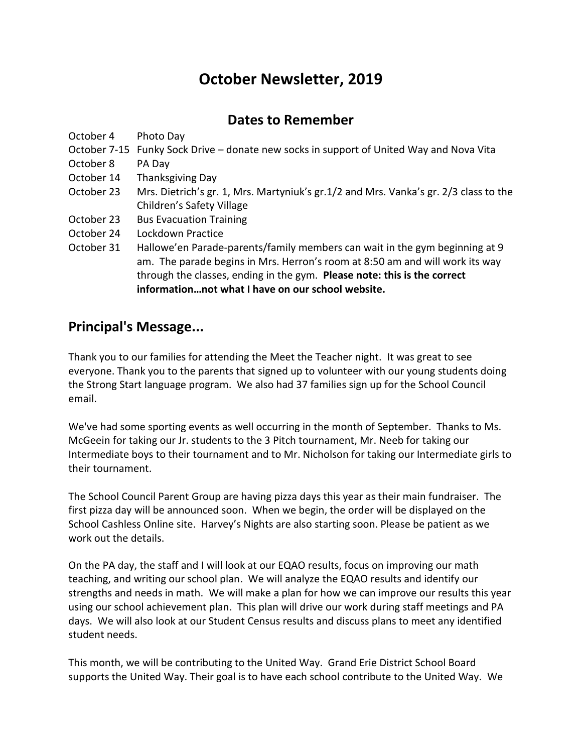# October Newsletter, 2019

## Dates to Remember

| | |
|---|---|
| October 4 | Photo Day |
| October 7-15 | Funky Sock Drive – donate new socks in support of United Way and Nova Vita |
| October 8 | PA Day |
| October 14 | Thanksgiving Day |
| October 23 | Mrs. Dietrich's gr. 1, Mrs. Martyniuk's gr.1/2 and Mrs. Vanka's gr. 2/3 class to the Children's Safety Village |
| October 23 | Bus Evacuation Training |
| October 24 | Lockdown Practice |
| October 31 | Hallowe'en Parade-parents/family members can wait in the gym beginning at 9 am. The parade begins in Mrs. Herron's room at 8:50 am and will work its way through the classes, ending in the gym. **Please note: this is the correct information…not what I have on our school website.** |

## Principal's Message...

Thank you to our families for attending the Meet the Teacher night. It was great to see everyone. Thank you to the parents that signed up to volunteer with our young students doing the Strong Start language program. We also had 37 families sign up for the School Council email.

We've had some sporting events as well occurring in the month of September. Thanks to Ms. McGeein for taking our Jr. students to the 3 Pitch tournament, Mr. Neeb for taking our Intermediate boys to their tournament and to Mr. Nicholson for taking our Intermediate girls to their tournament.

The School Council Parent Group are having pizza days this year as their main fundraiser. The first pizza day will be announced soon. When we begin, the order will be displayed on the School Cashless Online site. Harvey's Nights are also starting soon. Please be patient as we work out the details.

On the PA day, the staff and I will look at our EQAO results, focus on improving our math teaching, and writing our school plan. We will analyze the EQAO results and identify our strengths and needs in math. We will make a plan for how we can improve our results this year using our school achievement plan. This plan will drive our work during staff meetings and PA days. We will also look at our Student Census results and discuss plans to meet any identified student needs.

This month, we will be contributing to the United Way. Grand Erie District School Board supports the United Way. Their goal is to have each school contribute to the United Way. We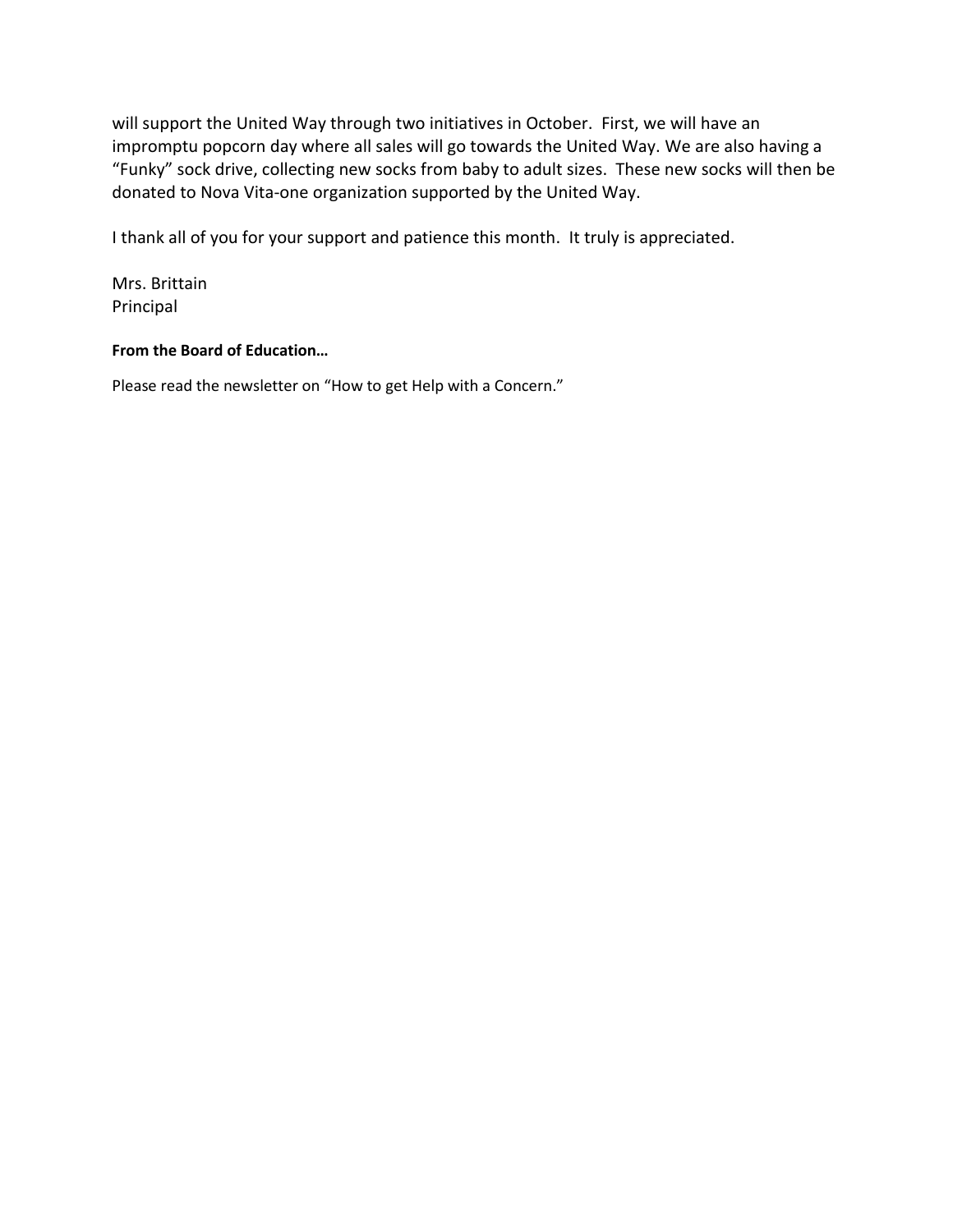will support the United Way through two initiatives in October. First, we will have an impromptu popcorn day where all sales will go towards the United Way. We are also having a "Funky" sock drive, collecting new socks from baby to adult sizes. These new socks will then be donated to Nova Vita-one organization supported by the United Way.

I thank all of you for your support and patience this month. It truly is appreciated.

Mrs. Brittain
Principal

**From the Board of Education…**

Please read the newsletter on "How to get Help with a Concern."